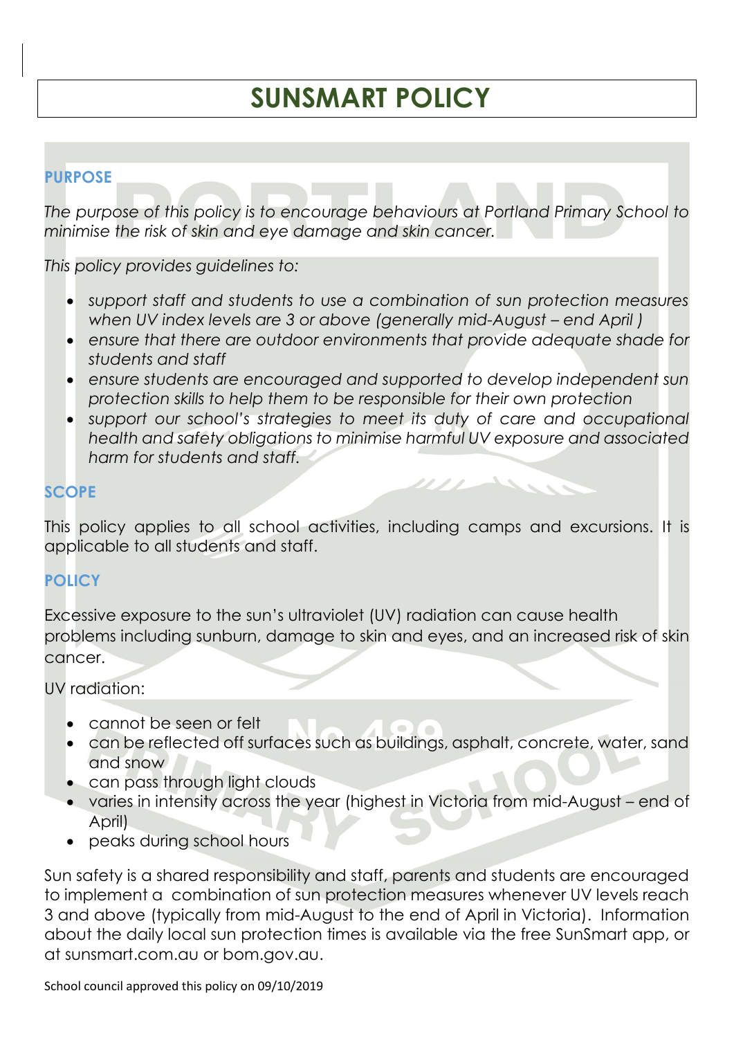# SUNSMART POLICY

## PURPOSE

*The purpose of this policy is to encourage behaviours at Portland Primary School to minimise the risk of skin and eye damage and skin cancer.*

*This policy provides guidelines to:*

- *support staff and students to use a combination of sun protection measures when UV index levels are 3 or above (generally mid-August – end April )*
- *ensure that there are outdoor environments that provide adequate shade for students and staff*
- *ensure students are encouraged and supported to develop independent sun protection skills to help them to be responsible for their own protection*
- *support our school's strategies to meet its duty of care and occupational health and safety obligations to minimise harmful UV exposure and associated harm for students and staff.*

## SCOPE

This policy applies to all school activities, including camps and excursions. It is applicable to all students and staff.

## POLICY

Excessive exposure to the sun's ultraviolet (UV) radiation can cause health problems including sunburn, damage to skin and eyes, and an increased risk of skin cancer.

UV radiation:

- cannot be seen or felt
- can be reflected off surfaces such as buildings, asphalt, concrete, water, sand and snow
- can pass through light clouds
- varies in intensity across the year (highest in Victoria from mid-August – end of April)
- peaks during school hours

Sun safety is a shared responsibility and staff, parents and students are encouraged to implement a combination of sun protection measures whenever UV levels reach 3 and above (typically from mid-August to the end of April in Victoria). Information about the daily local sun protection times is available via the free SunSmart app, or at sunsmart.com.au or bom.gov.au.

School council approved this policy on 09/10/2019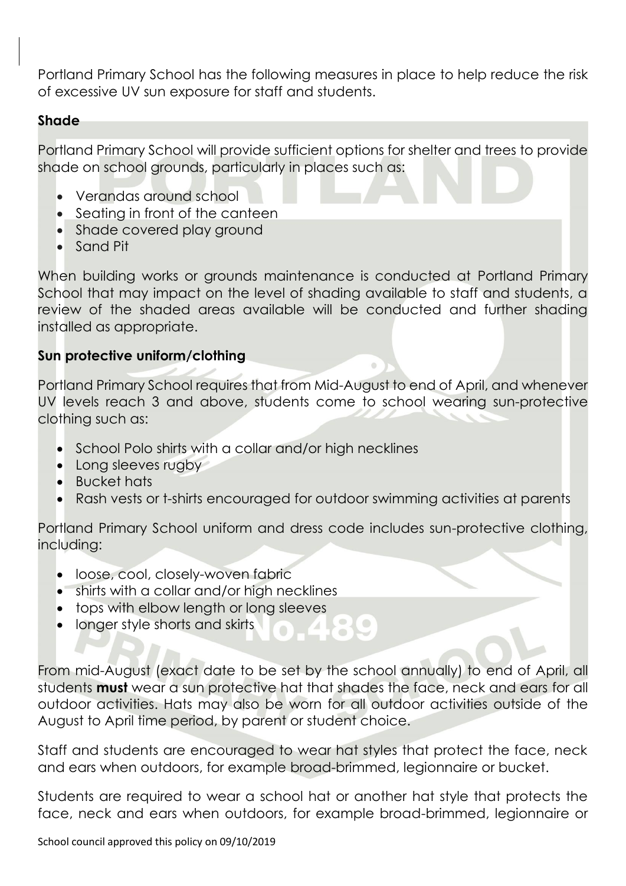Portland Primary School has the following measures in place to help reduce the risk of excessive UV sun exposure for staff and students.

**Shade**

Portland Primary School will provide sufficient options for shelter and trees to provide shade on school grounds, particularly in places such as:

- Verandas around school
- Seating in front of the canteen
- Shade covered play ground
- Sand Pit

When building works or grounds maintenance is conducted at Portland Primary School that may impact on the level of shading available to staff and students, a review of the shaded areas available will be conducted and further shading installed as appropriate.

**Sun protective uniform/clothing**

Portland Primary School requires that from Mid-August to end of April, and whenever UV levels reach 3 and above, students come to school wearing sun-protective clothing such as:

- School Polo shirts with a collar and/or high necklines
- Long sleeves rugby
- Bucket hats
- Rash vests or t-shirts encouraged for outdoor swimming activities at parents

Portland Primary School uniform and dress code includes sun-protective clothing, including:

- loose, cool, closely-woven fabric
- shirts with a collar and/or high necklines
- tops with elbow length or long sleeves
- longer style shorts and skirts

From mid-August (exact date to be set by the school annually) to end of April, all students **must** wear a sun protective hat that shades the face, neck and ears for all outdoor activities. Hats may also be worn for all outdoor activities outside of the August to April time period, by parent or student choice.

Staff and students are encouraged to wear hat styles that protect the face, neck and ears when outdoors, for example broad-brimmed, legionnaire or bucket.

Students are required to wear a school hat or another hat style that protects the face, neck and ears when outdoors, for example broad-brimmed, legionnaire or

School council approved this policy on 09/10/2019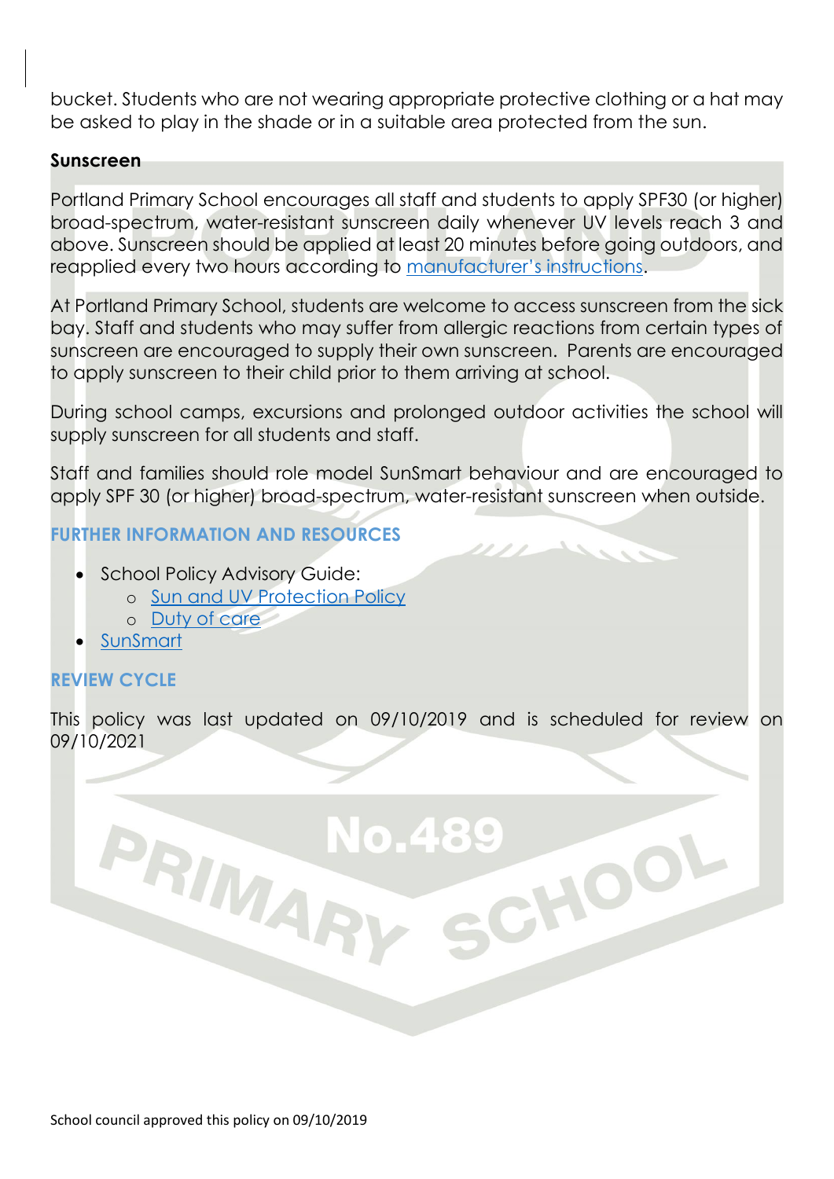bucket. Students who are not wearing appropriate protective clothing or a hat may be asked to play in the shade or in a suitable area protected from the sun.

**Sunscreen**

Portland Primary School encourages all staff and students to apply SPF30 (or higher) broad-spectrum, water-resistant sunscreen daily whenever UV levels reach 3 and above. Sunscreen should be applied at least 20 minutes before going outdoors, and reapplied every two hours according to manufacturer's instructions.

At Portland Primary School, students are welcome to access sunscreen from the sick bay. Staff and students who may suffer from allergic reactions from certain types of sunscreen are encouraged to supply their own sunscreen. Parents are encouraged to apply sunscreen to their child prior to them arriving at school.

During school camps, excursions and prolonged outdoor activities the school will supply sunscreen for all students and staff.

Staff and families should role model SunSmart behaviour and are encouraged to apply SPF 30 (or higher) broad-spectrum, water-resistant sunscreen when outside.

## FURTHER INFORMATION AND RESOURCES

- School Policy Advisory Guide:
  - Sun and UV Protection Policy
  - Duty of care
- SunSmart

## REVIEW CYCLE

This policy was last updated on 09/10/2019 and is scheduled for review on 09/10/2021

School council approved this policy on 09/10/2019